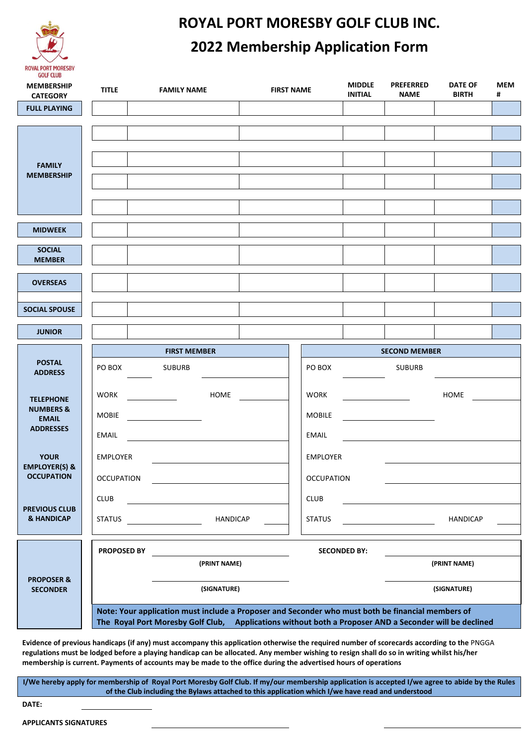# ROYAL PORT MORESBY GOLF CLUB INC.

## 2022 Membership Application Form

ROYAL PORT MORESBY GOLF CLUB

| MEMBERSHIP CATEGORY | TITLE | FAMILY NAME | FIRST NAME | MIDDLE INITIAL | PREFERRED NAME | DATE OF BIRTH | MEM # |
|---|---|---|---|---|---|---|---|
| FULL PLAYING | | | | | | | |
| FAMILY MEMBERSHIP | | | | | | | |
| | | | | | | | |
| | | | | | | | |
| | | | | | | | |
| MIDWEEK | | | | | | | |
| SOCIAL MEMBER | | | | | | | |
| OVERSEAS | | | | | | | |
| SOCIAL SPOUSE | | | | | | | |
| JUNIOR | | | | | | | |

| | FIRST MEMBER | SECOND MEMBER |
|---|---|---|
| POSTAL ADDRESS | PO BOX ______ SUBURB ______ | PO BOX ______ SUBURB ______ |
| TELEPHONE NUMBERS & EMAIL ADDRESSES | WORK ______ HOME ______ | WORK ______ HOME ______ |
| | MOBIE ______ | MOBILE ______ |
| | EMAIL ______ | EMAIL ______ |
| YOUR EMPLOYER(S) & OCCUPATION | EMPLOYER ______ | EMPLOYER ______ |
| | OCCUPATION ______ | OCCUPATION ______ |
| PREVIOUS CLUB & HANDICAP | CLUB ______ | CLUB ______ |
| | STATUS ______ HANDICAP ______ | STATUS ______ HANDICAP ______ |

**PROPOSER & SECONDER**

**PROPOSED BY** ______________________ **SECONDED BY:** ______________________

**(PRINT NAME)** **(PRINT NAME)**

______________________ ______________________

**(SIGNATURE)** **(SIGNATURE)**

**Note: Your application must include a Proposer and Seconder who must both be financial members of The Royal Port Moresby Golf Club, Applications without both a Proposer AND a Seconder will be declined**

**Evidence of previous handicaps (if any) must accompany this application otherwise the required number of scorecards according to the** PNGGA **regulations must be lodged before a playing handicap can be allocated. Any member wishing to resign shall do so in writing whilst his/her membership is current. Payments of accounts may be made to the office during the advertised hours of operations**

**I/We hereby apply for membership of Royal Port Moresby Golf Club. If my/our membership application is accepted I/we agree to abide by the Rules of the Club including the Bylaws attached to this application which I/we have read and understood**

**DATE:** ______________________

**APPLICANTS SIGNATURES** ______________________ ______________________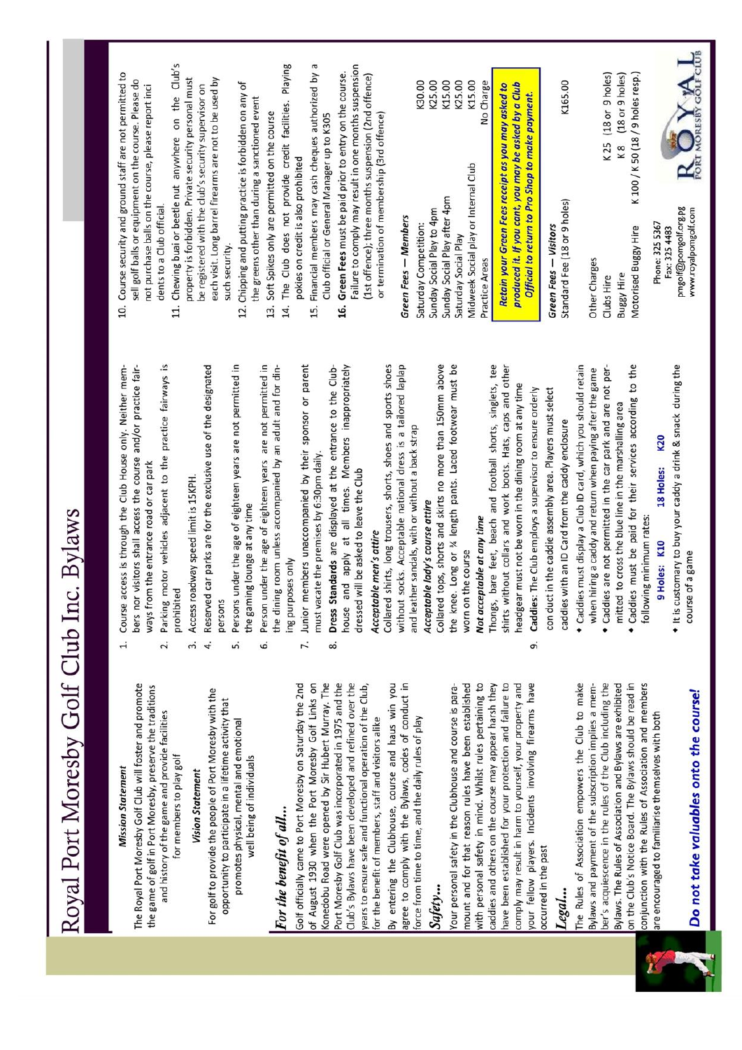# Royal Port Moresby Golf Club Inc. Bylaws

### *Mission Statement*

The Royal Port Moresby Golf Club will foster and promote the game of golf in Port Moresby, preserve the traditions and history of the game and provide facilities for members to play golf

### *Vision Statement*

For golf to provide the people of Port Moresby with the opportunity to participate in a lifetime activity that promotes physical, mental and emotional well being of individuals

## *For the benefit of all...*

Golf officially came to Port Moresby on Saturday the 2nd of August 1930 when the Port Moresby Golf Links on Konedobu Road were opened by Sir Hubert Murray. The Port Moresby Golf Club was incorporated in 1975 and the Club's Bylaws have been developed and refined over the years to ensure safe and functional operation of the Club, for the benefit of members, staff and visitors alike

By entering the Clubhouse, course and haus win you agree to comply with the Bylaws, codes of conduct in force from time to time, and the daily rules of play

## *Safety...*

Your personal safety in the Clubhouse and course is paramount and for that reason rules have been established with personal safety in mind. Whilst rules pertaining to caddies and others on the course may appear harsh they have been established for your protection and failure to comply may result in harm to yourself, your property and your fellow players. Incidents involving firearms have occurred in the past

## *Legal...*

The Rules of Association empowers the Club to make Bylaws and payment of the subscription implies a member's acquiescence in the rules of the Club including the Bylaws. The Rules of Association and Bylaws are exhibited on the Club's Notice Board. The Bylaws should be read in conjunction with the Rules of Association and members are encouraged to familiarise themselves with both

***Do not take valuables onto the course!***

1. Course access is through the Club House only. Neither members nor visitors shall access the course and/or practice fairways from the entrance road or car park
2. Parking motor vehicles adjacent to the practice fairways is prohibited
3. Access roadway speed limit is 15KPH.
4. Reserved car parks are for the exclusive use of the designated persons
5. Persons under the age of eighteen years are not permitted in the gaming lounge at any time
6. Person under the age of eighteen years are not permitted in the dining room unless accompanied by an adult and for dining purposes only
7. Junior members unaccompanied by their sponsor or parent must vacate the premises by 6:30pm daily.
8. **Dress Standards** are displayed at the entrance to the Clubhouse and apply at all times. Members inappropriately dressed will be asked to leave the Club

   ***Acceptable men's attire***

   Collared shirts, long trousers, shorts, shoes and sports shoes without socks. Acceptable national dress is a tailored laplap and leather sandals, with or without a back strap

   ***Acceptable lady's course attire***

   Collared tops, shorts and skirts no more than 150mm above the knee. Long or ¾ length pants. Laced footwear must be worn on the course

   ***Not acceptable at any time***

   Thongs, bare feet, beach and football shorts, singlets, tee shirts without collars and work boots. Hats, caps and other headgear must not be worn in the dining room at any time
9. **Caddies:** The Club employs a supervisor to ensure orderly conduct in the caddie assembly area. Players must select caddies with an ID Card from the caddy enclosure
   - Caddies must display a Club ID card, which you should retain when hiring a caddy and return when paying after the game
   - Caddies are not permitted in the car park and are not permitted to cross the blue line in the marshalling area
   - Caddies must be paid for their services according to the following minimum rates:

     **9 Holes: K10 18 Holes: K20**
   - It is customary to buy your caddy a drink & snack during the course of a game
10. Course security and ground staff are not permitted to sell golf balls or equipment on the course. Please do not purchase balls on the course, please report incidents to a Club official.
11. Chewing buai or beetle nut anywhere on the Club's property is forbidden. Private security personal must be registered with the club's security supervisor on each visit. Long barrel firearms are not to be used by such security.
12. Chipping and putting practice is forbidden on any of the greens other than during a sanctioned event
13. Soft Spikes only are permitted on the course
14. The Club does not provide credit facilities. Playing pokies on credit is also prohibited
15. Financial members may cash cheques authorized by a Club official or General Manager up to K305
16. **Green Fees** must be paid prior to entry on the course. Failure to comply may result in one months suspension (1st offence); three months suspension (2nd offence) or termination of membership (3rd offence)

***Green Fees — Members***

| | |
|---|---|
| Saturday Competition: | K30.00 |
| Sunday Social Play to 4pm | K25.00 |
| Sunday Social Play after 4pm | K15.00 |
| Saturday Social Play | K25.00 |
| Midweek Social play or Internal Club | K15.00 |
| Practice Areas | No Charge |

***Retain your Green Fees receipt as you may asked to produced it. If you cant, you may be asked by a Club Official to return to Pro Shop to make payment.***

***Green Fees — Visitors***

| | |
|---|---|
| Standard Fee (18 or 9 holes) | K165.00 |

Other Charges

| | |
|---|---|
| Clubs Hire | K 25 (18 or 9 holes) |
| Buggy Hire | K 8 (18 or 9 holes) |
| Motorised Buggy Hire | K 100 / K 50 (18 / 9 holes resp.) |

Phone: 325 5367
Fax: 325 4483
pmgolf@pomgolf.org.pg
www.royalpomgolf.com

ROYAL PORT MORESBY GOLF CLUB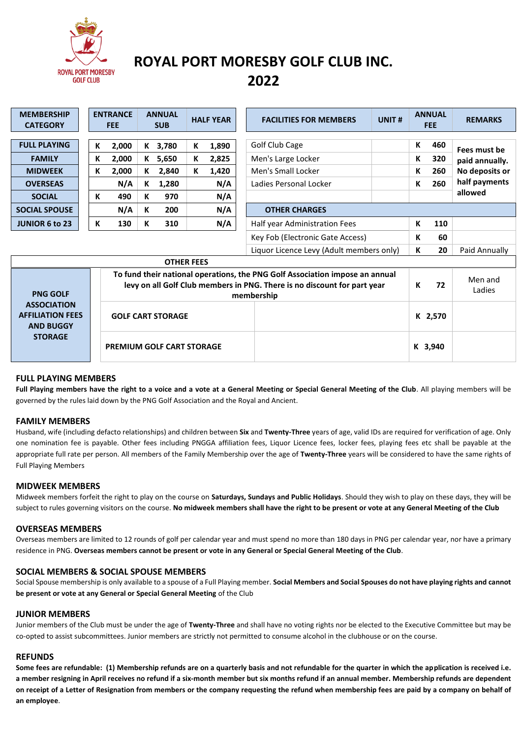# ROYAL PORT MORESBY GOLF CLUB INC.

## 2022

| MEMBERSHIP CATEGORY | ENTRANCE FEE | ANNUAL SUB | HALF YEAR |
|---|---|---|---|
| FULL PLAYING | K 2,000 | K 3,780 | K 1,890 |
| FAMILY | K 2,000 | K 5,650 | K 2,825 |
| MIDWEEK | K 2,000 | K 2,840 | K 1,420 |
| OVERSEAS | N/A | K 1,280 | N/A |
| SOCIAL | K 490 | K 970 | N/A |
| SOCIAL SPOUSE | N/A | K 200 | N/A |
| JUNIOR 6 to 23 | K 130 | K 310 | N/A |

| FACILITIES FOR MEMBERS | UNIT # | ANNUAL FEE | REMARKS |
|---|---|---|---|
| Golf Club Cage | | K 460 | Fees must be paid annually. No deposits or half payments allowed |
| Men's Large Locker | | K 320 | |
| Men's Small Locker | | K 260 | |
| Ladies Personal Locker | | K 260 | |
| **OTHER CHARGES** | | | |
| Half year Administration Fees | | K 110 | |
| Key Fob (Electronic Gate Access) | | K 60 | |
| Liquor Licence Levy (Adult members only) | | K 20 | Paid Annually |

| OTHER FEES | | | |
|---|---|---|---|
| PNG GOLF ASSOCIATION AFFILIATION FEES AND BUGGY STORAGE | To fund their national operations, the PNG Golf Association impose an annual levy on all Golf Club members in PNG. There is no discount for part year membership | K 72 | Men and Ladies |
| | GOLF CART STORAGE | K 2,570 | |
| | PREMIUM GOLF CART STORAGE | K 3,940 | |

### FULL PLAYING MEMBERS

**Full Playing members have the right to a voice and a vote at a General Meeting or Special General Meeting of the Club**. All playing members will be governed by the rules laid down by the PNG Golf Association and the Royal and Ancient.

### FAMILY MEMBERS

Husband, wife (including defacto relationships) and children between **Six** and **Twenty-Three** years of age, valid IDs are required for verification of age. Only one nomination fee is payable. Other fees including PNGGA affiliation fees, Liquor Licence fees, locker fees, playing fees etc shall be payable at the appropriate full rate per person. All members of the Family Membership over the age of **Twenty-Three** years will be considered to have the same rights of Full Playing Members

### MIDWEEK MEMBERS

Midweek members forfeit the right to play on the course on **Saturdays, Sundays and Public Holidays**. Should they wish to play on these days, they will be subject to rules governing visitors on the course. **No midweek members shall have the right to be present or vote at any General Meeting of the Club**

### OVERSEAS MEMBERS

Overseas members are limited to 12 rounds of golf per calendar year and must spend no more than 180 days in PNG per calendar year, nor have a primary residence in PNG. **Overseas members cannot be present or vote in any General or Special General Meeting of the Club**.

### SOCIAL MEMBERS & SOCIAL SPOUSE MEMBERS

Social Spouse membership is only available to a spouse of a Full Playing member. **Social Members and Social Spouses do not have playing rights and cannot be present or vote at any General or Special General Meeting** of the Club

### JUNIOR MEMBERS

Junior members of the Club must be under the age of **Twenty-Three** and shall have no voting rights nor be elected to the Executive Committee but may be co-opted to assist subcommittees. Junior members are strictly not permitted to consume alcohol in the clubhouse or on the course.

### REFUNDS

**Some fees are refundable: (1) Membership refunds are on a quarterly basis and not refundable for the quarter in which the application is received i.e. a member resigning in April receives no refund if a six-month member but six months refund if an annual member. Membership refunds are dependent on receipt of a Letter of Resignation from members or the company requesting the refund when membership fees are paid by a company on behalf of an employee**.